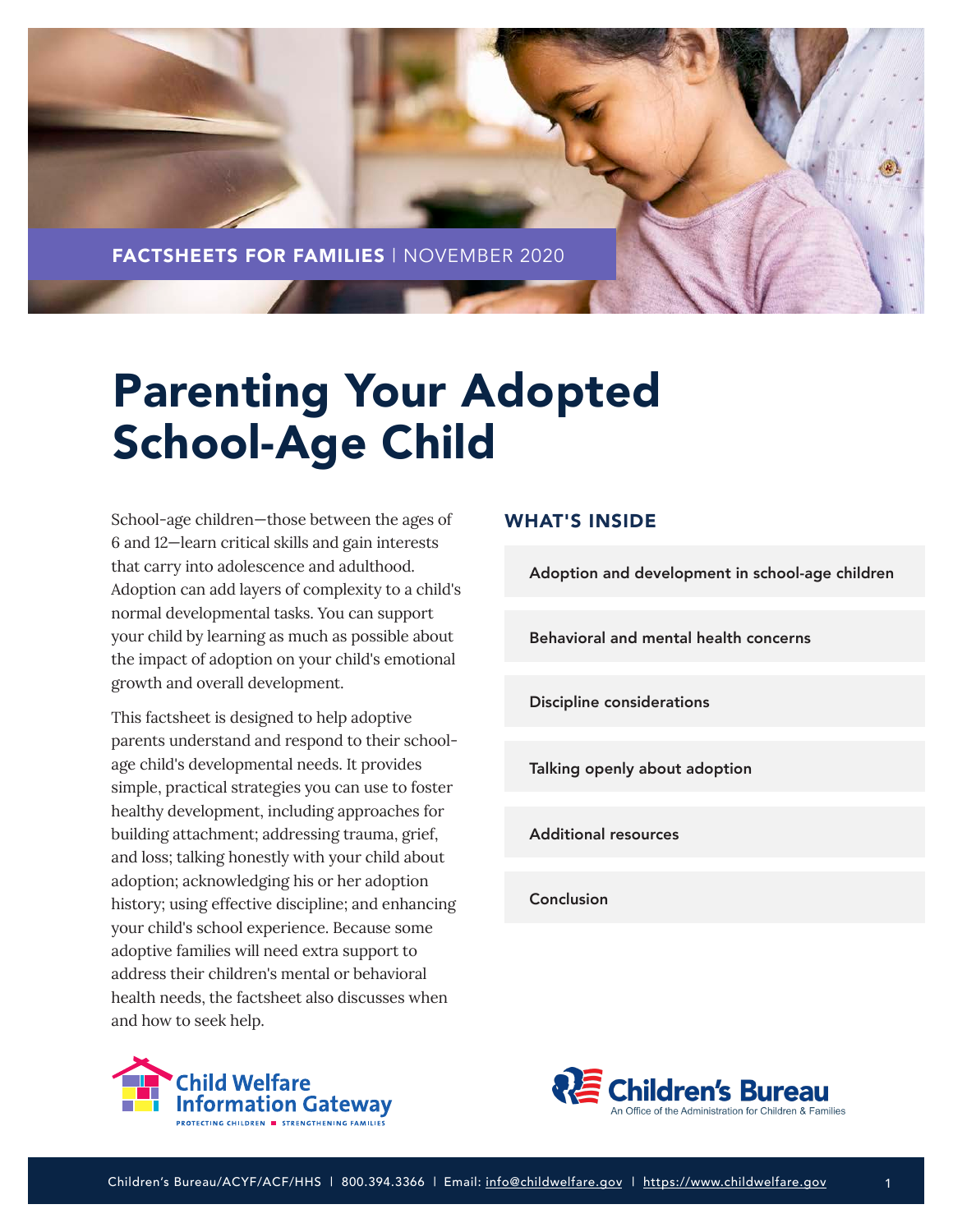FACTSHEETS FOR FAMILIES | NOVEMBER 2020

# Parenting Your Adopted School-Age Child

School-age children—those between the ages of 6 and 12—learn critical skills and gain interests that carry into adolescence and adulthood. Adoption can add layers of complexity to a child's normal developmental tasks. You can support your child by learning as much as possible about the impact of adoption on your child's emotional growth and overall development.

This factsheet is designed to help adoptive parents understand and respond to their school-age child's developmental needs. It provides simple, practical strategies you can use to foster healthy development, including approaches for building attachment; addressing trauma, grief, and loss; talking honestly with your child about adoption; acknowledging his or her adoption history; using effective discipline; and enhancing your child's school experience. Because some adoptive families will need extra support to address their children's mental or behavioral health needs, the factsheet also discusses when and how to seek help.

## WHAT'S INSIDE

- Adoption and development in school-age children
- Behavioral and mental health concerns
- Discipline considerations
- Talking openly about adoption
- Additional resources
- Conclusion

Child Welfare Information Gateway
PROTECTING CHILDREN ■ STRENGTHENING FAMILIES

Children's Bureau
An Office of the Administration for Children & Families

Children's Bureau/ACYF/ACF/HHS | 800.394.3366 | Email: info@childwelfare.gov | https://www.childwelfare.gov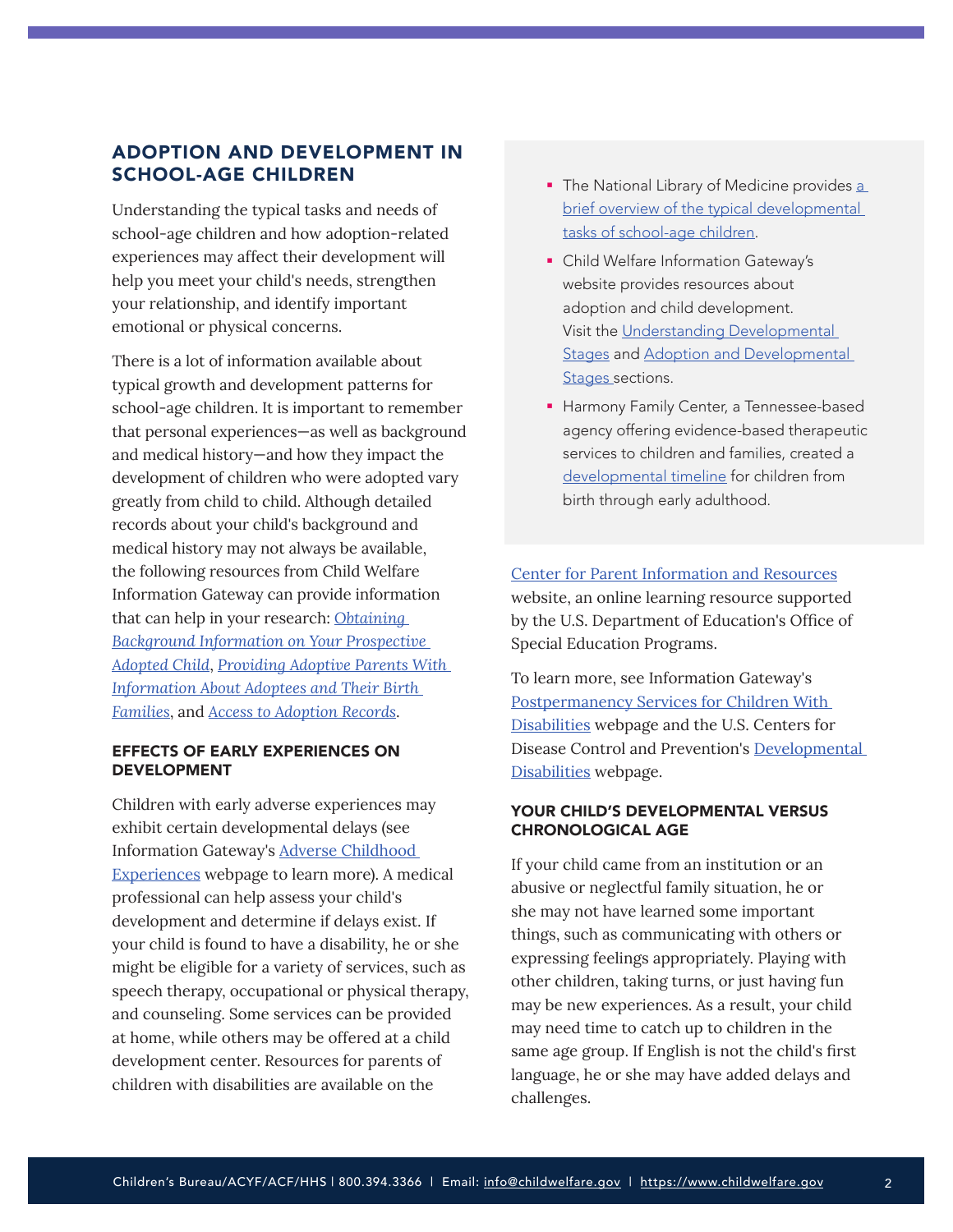## ADOPTION AND DEVELOPMENT IN SCHOOL-AGE CHILDREN

Understanding the typical tasks and needs of school-age children and how adoption-related experiences may affect their development will help you meet your child's needs, strengthen your relationship, and identify important emotional or physical concerns.

There is a lot of information available about typical growth and development patterns for school-age children. It is important to remember that personal experiences—as well as background and medical history—and how they impact the development of children who were adopted vary greatly from child to child. Although detailed records about your child's background and medical history may not always be available, the following resources from Child Welfare Information Gateway can provide information that can help in your research: *Obtaining Background Information on Your Prospective Adopted Child*, *Providing Adoptive Parents With Information About Adoptees and Their Birth Families*, and *Access to Adoption Records*.

- The National Library of Medicine provides a brief overview of the typical developmental tasks of school-age children.
- Child Welfare Information Gateway's website provides resources about adoption and child development. Visit the Understanding Developmental Stages and Adoption and Developmental Stages sections.
- Harmony Family Center, a Tennessee-based agency offering evidence-based therapeutic services to children and families, created a developmental timeline for children from birth through early adulthood.

### EFFECTS OF EARLY EXPERIENCES ON DEVELOPMENT

Children with early adverse experiences may exhibit certain developmental delays (see Information Gateway's Adverse Childhood Experiences webpage to learn more). A medical professional can help assess your child's development and determine if delays exist. If your child is found to have a disability, he or she might be eligible for a variety of services, such as speech therapy, occupational or physical therapy, and counseling. Some services can be provided at home, while others may be offered at a child development center. Resources for parents of children with disabilities are available on the Center for Parent Information and Resources website, an online learning resource supported by the U.S. Department of Education's Office of Special Education Programs.

To learn more, see Information Gateway's Postpermanency Services for Children With Disabilities webpage and the U.S. Centers for Disease Control and Prevention's Developmental Disabilities webpage.

### YOUR CHILD'S DEVELOPMENTAL VERSUS CHRONOLOGICAL AGE

If your child came from an institution or an abusive or neglectful family situation, he or she may not have learned some important things, such as communicating with others or expressing feelings appropriately. Playing with other children, taking turns, or just having fun may be new experiences. As a result, your child may need time to catch up to children in the same age group. If English is not the child's first language, he or she may have added delays and challenges.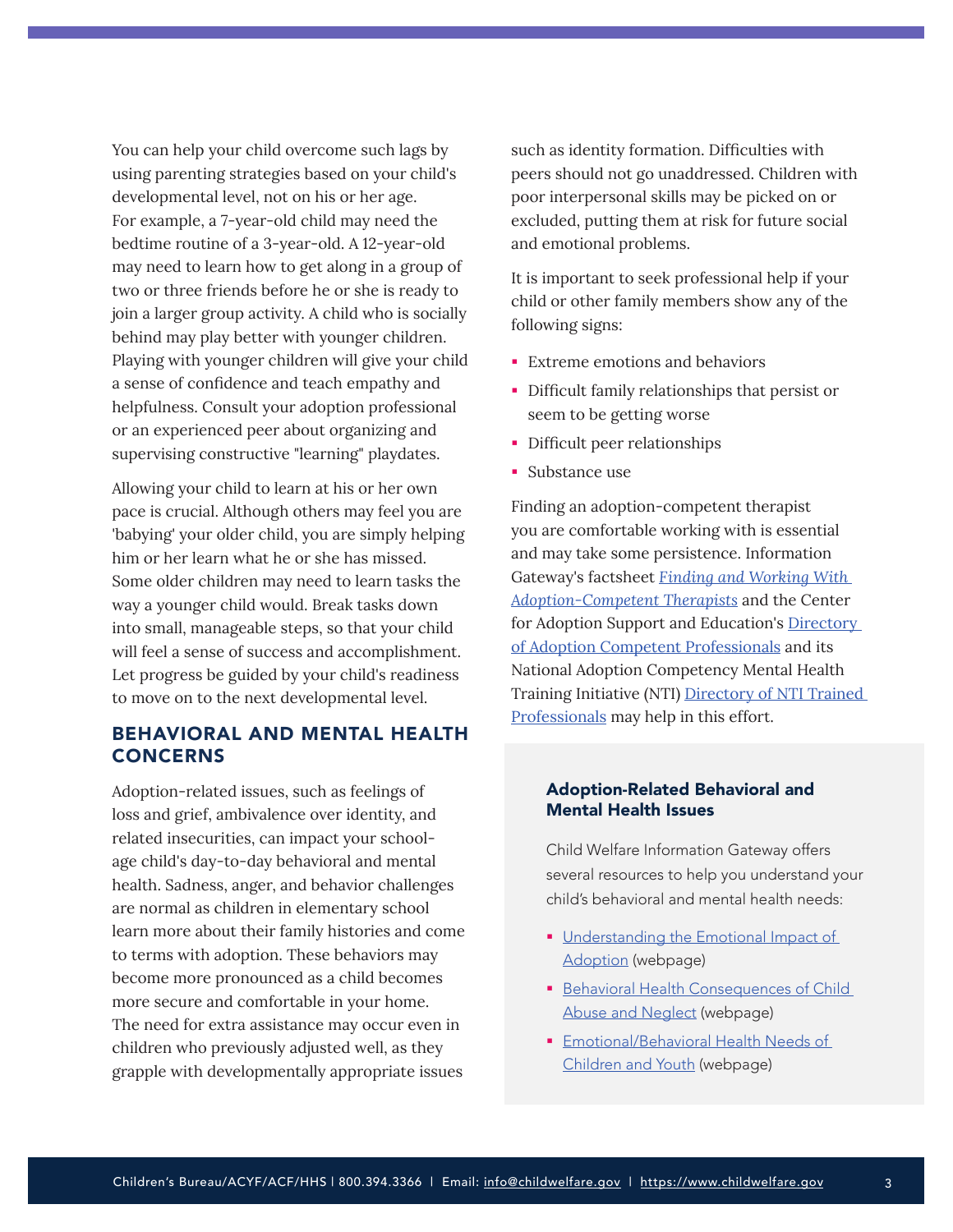You can help your child overcome such lags by using parenting strategies based on your child's developmental level, not on his or her age. For example, a 7-year-old child may need the bedtime routine of a 3-year-old. A 12-year-old may need to learn how to get along in a group of two or three friends before he or she is ready to join a larger group activity. A child who is socially behind may play better with younger children. Playing with younger children will give your child a sense of confidence and teach empathy and helpfulness. Consult your adoption professional or an experienced peer about organizing and supervising constructive "learning" playdates.

Allowing your child to learn at his or her own pace is crucial. Although others may feel you are 'babying' your older child, you are simply helping him or her learn what he or she has missed. Some older children may need to learn tasks the way a younger child would. Break tasks down into small, manageable steps, so that your child will feel a sense of success and accomplishment. Let progress be guided by your child's readiness to move on to the next developmental level.

## BEHAVIORAL AND MENTAL HEALTH CONCERNS

Adoption-related issues, such as feelings of loss and grief, ambivalence over identity, and related insecurities, can impact your school-age child's day-to-day behavioral and mental health. Sadness, anger, and behavior challenges are normal as children in elementary school learn more about their family histories and come to terms with adoption. These behaviors may become more pronounced as a child becomes more secure and comfortable in your home. The need for extra assistance may occur even in children who previously adjusted well, as they grapple with developmentally appropriate issues such as identity formation. Difficulties with peers should not go unaddressed. Children with poor interpersonal skills may be picked on or excluded, putting them at risk for future social and emotional problems.

It is important to seek professional help if your child or other family members show any of the following signs:

- Extreme emotions and behaviors
- Difficult family relationships that persist or seem to be getting worse
- Difficult peer relationships
- Substance use

Finding an adoption-competent therapist you are comfortable working with is essential and may take some persistence. Information Gateway's factsheet *Finding and Working With Adoption-Competent Therapists* and the Center for Adoption Support and Education's Directory of Adoption Competent Professionals and its National Adoption Competency Mental Health Training Initiative (NTI) Directory of NTI Trained Professionals may help in this effort.

### Adoption-Related Behavioral and Mental Health Issues

Child Welfare Information Gateway offers several resources to help you understand your child's behavioral and mental health needs:

- Understanding the Emotional Impact of Adoption (webpage)
- Behavioral Health Consequences of Child Abuse and Neglect (webpage)
- Emotional/Behavioral Health Needs of Children and Youth (webpage)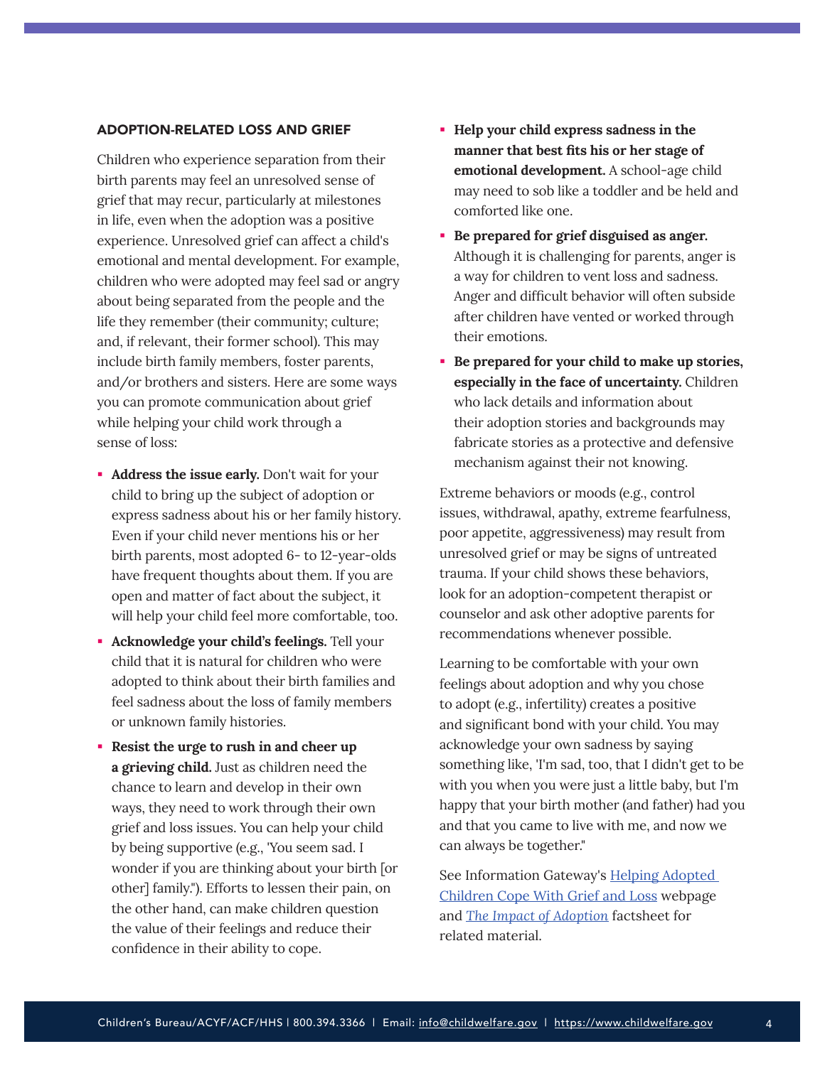## ADOPTION-RELATED LOSS AND GRIEF

Children who experience separation from their birth parents may feel an unresolved sense of grief that may recur, particularly at milestones in life, even when the adoption was a positive experience. Unresolved grief can affect a child's emotional and mental development. For example, children who were adopted may feel sad or angry about being separated from the people and the life they remember (their community; culture; and, if relevant, their former school). This may include birth family members, foster parents, and/or brothers and sisters. Here are some ways you can promote communication about grief while helping your child work through a sense of loss:

- **Address the issue early.** Don't wait for your child to bring up the subject of adoption or express sadness about his or her family history. Even if your child never mentions his or her birth parents, most adopted 6- to 12-year-olds have frequent thoughts about them. If you are open and matter of fact about the subject, it will help your child feel more comfortable, too.
- **Acknowledge your child's feelings.** Tell your child that it is natural for children who were adopted to think about their birth families and feel sadness about the loss of family members or unknown family histories.
- **Resist the urge to rush in and cheer up a grieving child.** Just as children need the chance to learn and develop in their own ways, they need to work through their own grief and loss issues. You can help your child by being supportive (e.g., 'You seem sad. I wonder if you are thinking about your birth [or other] family.'). Efforts to lessen their pain, on the other hand, can make children question the value of their feelings and reduce their confidence in their ability to cope.
- **Help your child express sadness in the manner that best fits his or her stage of emotional development.** A school-age child may need to sob like a toddler and be held and comforted like one.
- **Be prepared for grief disguised as anger.** Although it is challenging for parents, anger is a way for children to vent loss and sadness. Anger and difficult behavior will often subside after children have vented or worked through their emotions.
- **Be prepared for your child to make up stories, especially in the face of uncertainty.** Children who lack details and information about their adoption stories and backgrounds may fabricate stories as a protective and defensive mechanism against their not knowing.

Extreme behaviors or moods (e.g., control issues, withdrawal, apathy, extreme fearfulness, poor appetite, aggressiveness) may result from unresolved grief or may be signs of untreated trauma. If your child shows these behaviors, look for an adoption-competent therapist or counselor and ask other adoptive parents for recommendations whenever possible.

Learning to be comfortable with your own feelings about adoption and why you chose to adopt (e.g., infertility) creates a positive and significant bond with your child. You may acknowledge your own sadness by saying something like, 'I'm sad, too, that I didn't get to be with you when you were just a little baby, but I'm happy that your birth mother (and father) had you and that you came to live with me, and now we can always be together.'

See Information Gateway's [Helping Adopted Children Cope With Grief and Loss](#) webpage and [*The Impact of Adoption*](#) factsheet for related material.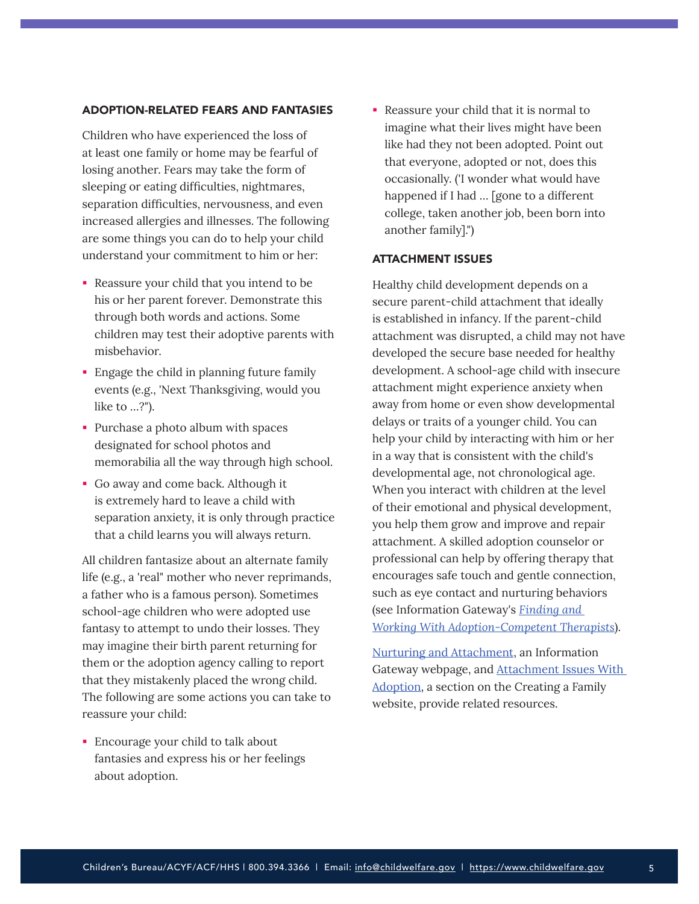### ADOPTION-RELATED FEARS AND FANTASIES

Children who have experienced the loss of at least one family or home may be fearful of losing another. Fears may take the form of sleeping or eating difficulties, nightmares, separation difficulties, nervousness, and even increased allergies and illnesses. The following are some things you can do to help your child understand your commitment to him or her:

- Reassure your child that you intend to be his or her parent forever. Demonstrate this through both words and actions. Some children may test their adoptive parents with misbehavior.
- Engage the child in planning future family events (e.g., 'Next Thanksgiving, would you like to ...?").
- Purchase a photo album with spaces designated for school photos and memorabilia all the way through high school.
- Go away and come back. Although it is extremely hard to leave a child with separation anxiety, it is only through practice that a child learns you will always return.

All children fantasize about an alternate family life (e.g., a 'real" mother who never reprimands, a father who is a famous person). Sometimes school-age children who were adopted use fantasy to attempt to undo their losses. They may imagine their birth parent returning for them or the adoption agency calling to report that they mistakenly placed the wrong child. The following are some actions you can take to reassure your child:

- Encourage your child to talk about fantasies and express his or her feelings about adoption.
- Reassure your child that it is normal to imagine what their lives might have been like had they not been adopted. Point out that everyone, adopted or not, does this occasionally. ('I wonder what would have happened if I had ... [gone to a different college, taken another job, been born into another family].")

### ATTACHMENT ISSUES

Healthy child development depends on a secure parent-child attachment that ideally is established in infancy. If the parent-child attachment was disrupted, a child may not have developed the secure base needed for healthy development. A school-age child with insecure attachment might experience anxiety when away from home or even show developmental delays or traits of a younger child. You can help your child by interacting with him or her in a way that is consistent with the child's developmental age, not chronological age. When you interact with children at the level of their emotional and physical development, you help them grow and improve and repair attachment. A skilled adoption counselor or professional can help by offering therapy that encourages safe touch and gentle connection, such as eye contact and nurturing behaviors (see Information Gateway's *Finding and Working With Adoption-Competent Therapists*).

Nurturing and Attachment, an Information Gateway webpage, and Attachment Issues With Adoption, a section on the Creating a Family website, provide related resources.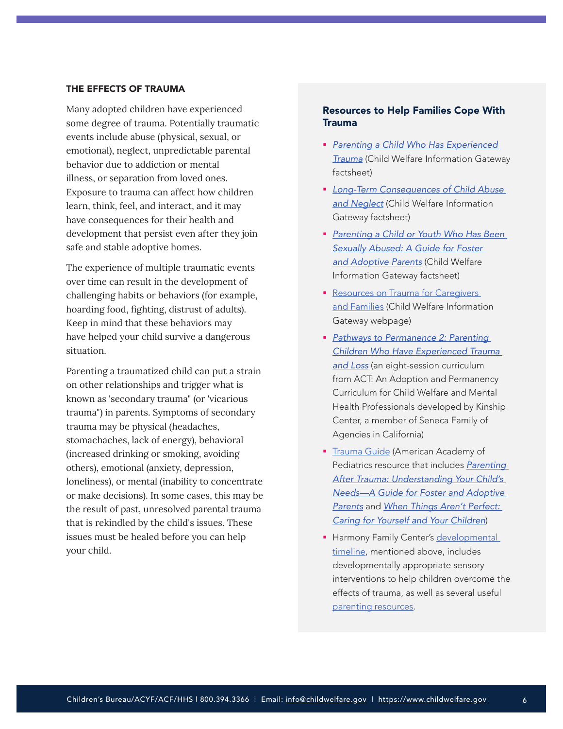## THE EFFECTS OF TRAUMA

Many adopted children have experienced some degree of trauma. Potentially traumatic events include abuse (physical, sexual, or emotional), neglect, unpredictable parental behavior due to addiction or mental illness, or separation from loved ones. Exposure to trauma can affect how children learn, think, feel, and interact, and it may have consequences for their health and development that persist even after they join safe and stable adoptive homes.

The experience of multiple traumatic events over time can result in the development of challenging habits or behaviors (for example, hoarding food, fighting, distrust of adults). Keep in mind that these behaviors may have helped your child survive a dangerous situation.

Parenting a traumatized child can put a strain on other relationships and trigger what is known as 'secondary trauma" (or 'vicarious trauma") in parents. Symptoms of secondary trauma may be physical (headaches, stomachaches, lack of energy), behavioral (increased drinking or smoking, avoiding others), emotional (anxiety, depression, loneliness), or mental (inability to concentrate or make decisions). In some cases, this may be the result of past, unresolved parental trauma that is rekindled by the child's issues. These issues must be healed before you can help your child.

### Resources to Help Families Cope With Trauma

- *Parenting a Child Who Has Experienced Trauma* (Child Welfare Information Gateway factsheet)
- *Long-Term Consequences of Child Abuse and Neglect* (Child Welfare Information Gateway factsheet)
- *Parenting a Child or Youth Who Has Been Sexually Abused: A Guide for Foster and Adoptive Parents* (Child Welfare Information Gateway factsheet)
- Resources on Trauma for Caregivers and Families (Child Welfare Information Gateway webpage)
- *Pathways to Permanence 2: Parenting Children Who Have Experienced Trauma and Loss* (an eight-session curriculum from ACT: An Adoption and Permanency Curriculum for Child Welfare and Mental Health Professionals developed by Kinship Center, a member of Seneca Family of Agencies in California)
- Trauma Guide (American Academy of Pediatrics resource that includes *Parenting After Trauma: Understanding Your Child's Needs—A Guide for Foster and Adoptive Parents* and *When Things Aren't Perfect: Caring for Yourself and Your Children*)
- Harmony Family Center's developmental timeline, mentioned above, includes developmentally appropriate sensory interventions to help children overcome the effects of trauma, as well as several useful parenting resources.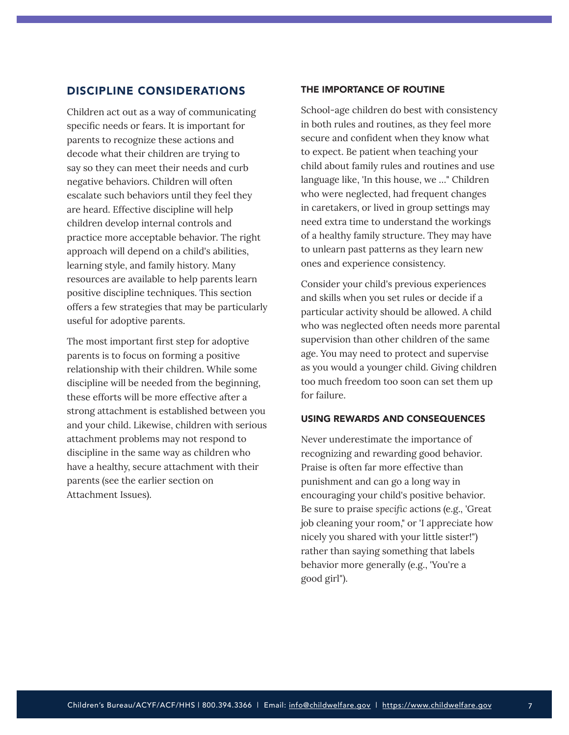## DISCIPLINE CONSIDERATIONS

Children act out as a way of communicating specific needs or fears. It is important for parents to recognize these actions and decode what their children are trying to say so they can meet their needs and curb negative behaviors. Children will often escalate such behaviors until they feel they are heard. Effective discipline will help children develop internal controls and practice more acceptable behavior. The right approach will depend on a child's abilities, learning style, and family history. Many resources are available to help parents learn positive discipline techniques. This section offers a few strategies that may be particularly useful for adoptive parents.

The most important first step for adoptive parents is to focus on forming a positive relationship with their children. While some discipline will be needed from the beginning, these efforts will be more effective after a strong attachment is established between you and your child. Likewise, children with serious attachment problems may not respond to discipline in the same way as children who have a healthy, secure attachment with their parents (see the earlier section on Attachment Issues).

### THE IMPORTANCE OF ROUTINE

School-age children do best with consistency in both rules and routines, as they feel more secure and confident when they know what to expect. Be patient when teaching your child about family rules and routines and use language like, 'In this house, we ..." Children who were neglected, had frequent changes in caretakers, or lived in group settings may need extra time to understand the workings of a healthy family structure. They may have to unlearn past patterns as they learn new ones and experience consistency.

Consider your child's previous experiences and skills when you set rules or decide if a particular activity should be allowed. A child who was neglected often needs more parental supervision than other children of the same age. You may need to protect and supervise as you would a younger child. Giving children too much freedom too soon can set them up for failure.

### USING REWARDS AND CONSEQUENCES

Never underestimate the importance of recognizing and rewarding good behavior. Praise is often far more effective than punishment and can go a long way in encouraging your child's positive behavior. Be sure to praise *specific* actions (e.g., 'Great job cleaning your room," or 'I appreciate how nicely you shared with your little sister!") rather than saying something that labels behavior more generally (e.g., 'You're a good girl").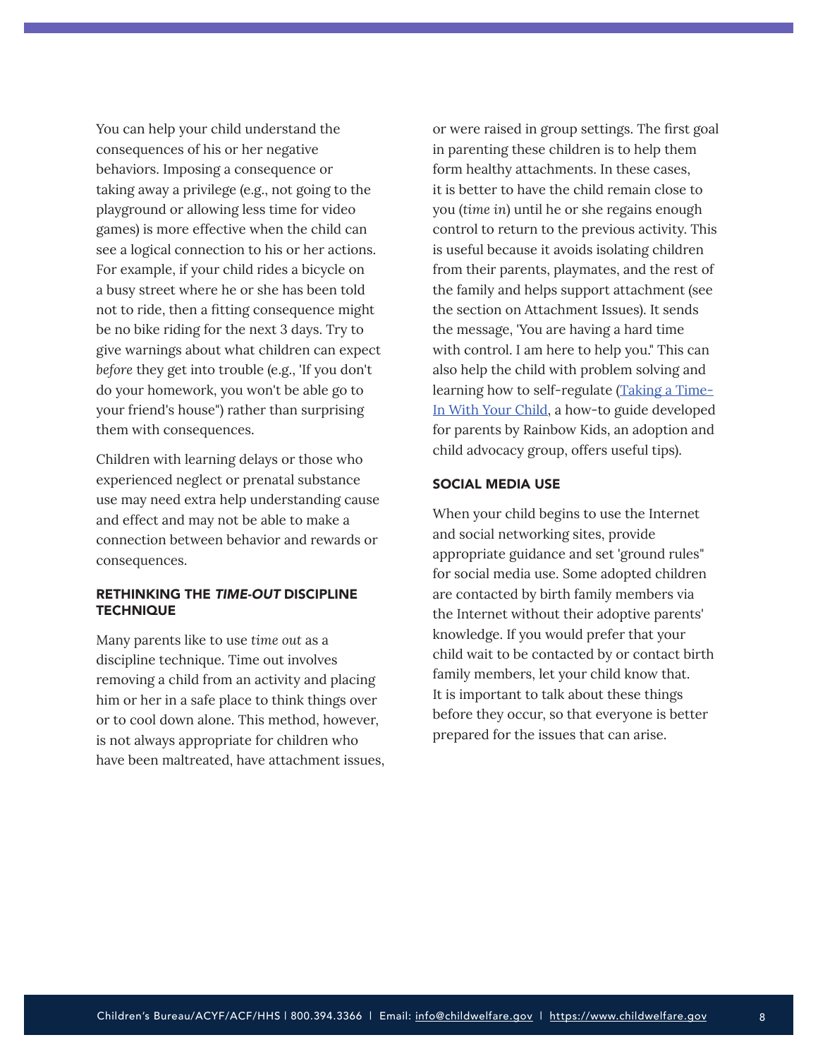You can help your child understand the consequences of his or her negative behaviors. Imposing a consequence or taking away a privilege (e.g., not going to the playground or allowing less time for video games) is more effective when the child can see a logical connection to his or her actions. For example, if your child rides a bicycle on a busy street where he or she has been told not to ride, then a fitting consequence might be no bike riding for the next 3 days. Try to give warnings about what children can expect *before* they get into trouble (e.g., 'If you don't do your homework, you won't be able go to your friend's house") rather than surprising them with consequences.

Children with learning delays or those who experienced neglect or prenatal substance use may need extra help understanding cause and effect and may not be able to make a connection between behavior and rewards or consequences.

#### RETHINKING THE *TIME-OUT* DISCIPLINE TECHNIQUE

Many parents like to use *time out* as a discipline technique. Time out involves removing a child from an activity and placing him or her in a safe place to think things over or to cool down alone. This method, however, is not always appropriate for children who have been maltreated, have attachment issues, or were raised in group settings. The first goal in parenting these children is to help them form healthy attachments. In these cases, it is better to have the child remain close to you (*time in*) until he or she regains enough control to return to the previous activity. This is useful because it avoids isolating children from their parents, playmates, and the rest of the family and helps support attachment (see the section on Attachment Issues). It sends the message, 'You are having a hard time with control. I am here to help you." This can also help the child with problem solving and learning how to self-regulate ([Taking a Time-In With Your Child](), a how-to guide developed for parents by Rainbow Kids, an adoption and child advocacy group, offers useful tips).

#### SOCIAL MEDIA USE

When your child begins to use the Internet and social networking sites, provide appropriate guidance and set 'ground rules" for social media use. Some adopted children are contacted by birth family members via the Internet without their adoptive parents' knowledge. If you would prefer that your child wait to be contacted by or contact birth family members, let your child know that. It is important to talk about these things before they occur, so that everyone is better prepared for the issues that can arise.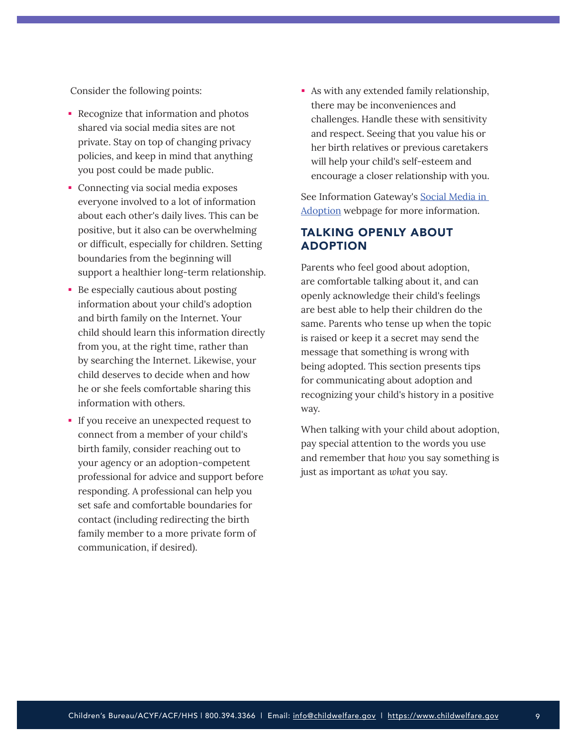Consider the following points:

- Recognize that information and photos shared via social media sites are not private. Stay on top of changing privacy policies, and keep in mind that anything you post could be made public.
- Connecting via social media exposes everyone involved to a lot of information about each other's daily lives. This can be positive, but it also can be overwhelming or difficult, especially for children. Setting boundaries from the beginning will support a healthier long-term relationship.
- Be especially cautious about posting information about your child's adoption and birth family on the Internet. Your child should learn this information directly from you, at the right time, rather than by searching the Internet. Likewise, your child deserves to decide when and how he or she feels comfortable sharing this information with others.
- If you receive an unexpected request to connect from a member of your child's birth family, consider reaching out to your agency or an adoption-competent professional for advice and support before responding. A professional can help you set safe and comfortable boundaries for contact (including redirecting the birth family member to a more private form of communication, if desired).
- As with any extended family relationship, there may be inconveniences and challenges. Handle these with sensitivity and respect. Seeing that you value his or her birth relatives or previous caretakers will help your child's self-esteem and encourage a closer relationship with you.

See Information Gateway's [Social Media in Adoption] webpage for more information.

## TALKING OPENLY ABOUT ADOPTION

Parents who feel good about adoption, are comfortable talking about it, and can openly acknowledge their child's feelings are best able to help their children do the same. Parents who tense up when the topic is raised or keep it a secret may send the message that something is wrong with being adopted. This section presents tips for communicating about adoption and recognizing your child's history in a positive way.

When talking with your child about adoption, pay special attention to the words you use and remember that *how* you say something is just as important as *what* you say.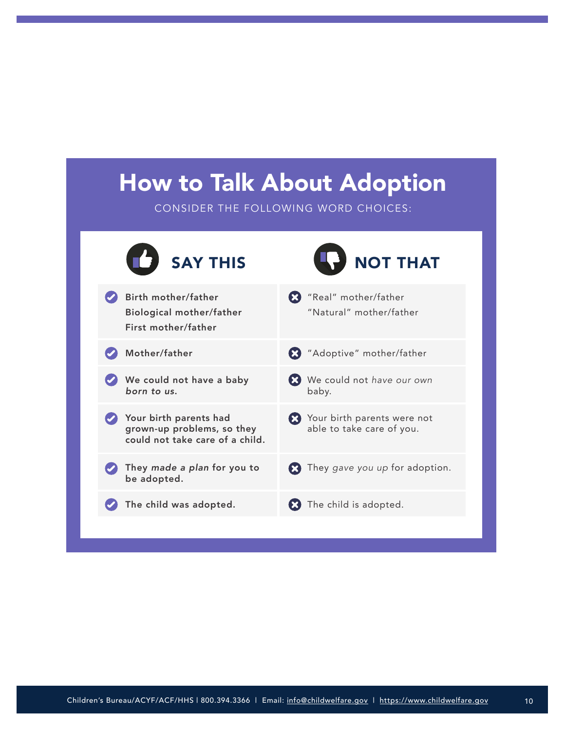# How to Talk About Adoption

CONSIDER THE FOLLOWING WORD CHOICES:

| SAY THIS | NOT THAT |
| --- | --- |
| **Birth mother/father**<br>**Biological mother/father**<br>**First mother/father** | "Real" mother/father<br>"Natural" mother/father |
| **Mother/father** | "Adoptive" mother/father |
| **We could not have a baby *born to us*.** | We could not *have our own* baby. |
| **Your birth parents had grown-up problems, so they could not take care of a child.** | Your birth parents were not able to take care of you. |
| **They *made a plan* for you to be adopted.** | They *gave you up* for adoption. |
| **The child was adopted.** | The child is adopted. |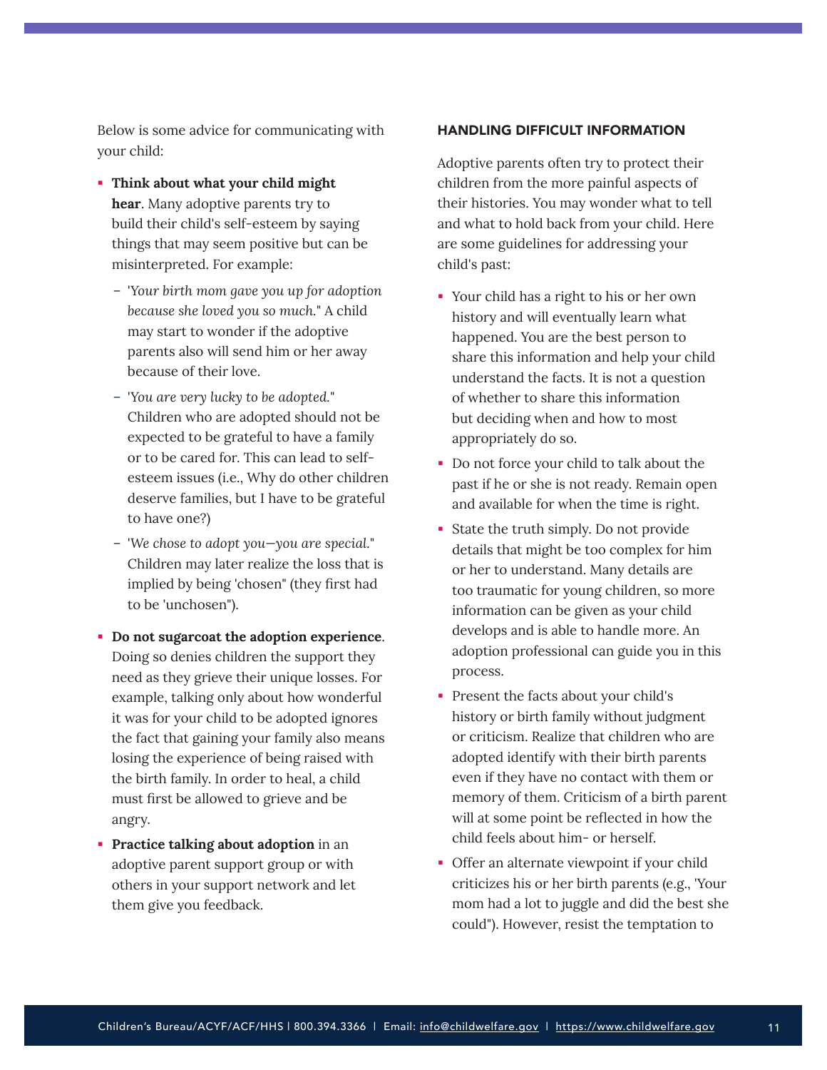Below is some advice for communicating with your child:

- **Think about what your child might hear**. Many adoptive parents try to build their child's self-esteem by saying things that may seem positive but can be misinterpreted. For example:
  - '*Your birth mom gave you up for adoption because she loved you so much.*" A child may start to wonder if the adoptive parents also will send him or her away because of their love.
  - '*You are very lucky to be adopted.*" Children who are adopted should not be expected to be grateful to have a family or to be cared for. This can lead to self-esteem issues (i.e., Why do other children deserve families, but I have to be grateful to have one?)
  - '*We chose to adopt you—you are special.*" Children may later realize the loss that is implied by being 'chosen" (they first had to be 'unchosen").
- **Do not sugarcoat the adoption experience**. Doing so denies children the support they need as they grieve their unique losses. For example, talking only about how wonderful it was for your child to be adopted ignores the fact that gaining your family also means losing the experience of being raised with the birth family. In order to heal, a child must first be allowed to grieve and be angry.
- **Practice talking about adoption** in an adoptive parent support group or with others in your support network and let them give you feedback.

#### HANDLING DIFFICULT INFORMATION

Adoptive parents often try to protect their children from the more painful aspects of their histories. You may wonder what to tell and what to hold back from your child. Here are some guidelines for addressing your child's past:

- Your child has a right to his or her own history and will eventually learn what happened. You are the best person to share this information and help your child understand the facts. It is not a question of whether to share this information but deciding when and how to most appropriately do so.
- Do not force your child to talk about the past if he or she is not ready. Remain open and available for when the time is right.
- State the truth simply. Do not provide details that might be too complex for him or her to understand. Many details are too traumatic for young children, so more information can be given as your child develops and is able to handle more. An adoption professional can guide you in this process.
- Present the facts about your child's history or birth family without judgment or criticism. Realize that children who are adopted identify with their birth parents even if they have no contact with them or memory of them. Criticism of a birth parent will at some point be reflected in how the child feels about him- or herself.
- Offer an alternate viewpoint if your child criticizes his or her birth parents (e.g., 'Your mom had a lot to juggle and did the best she could"). However, resist the temptation to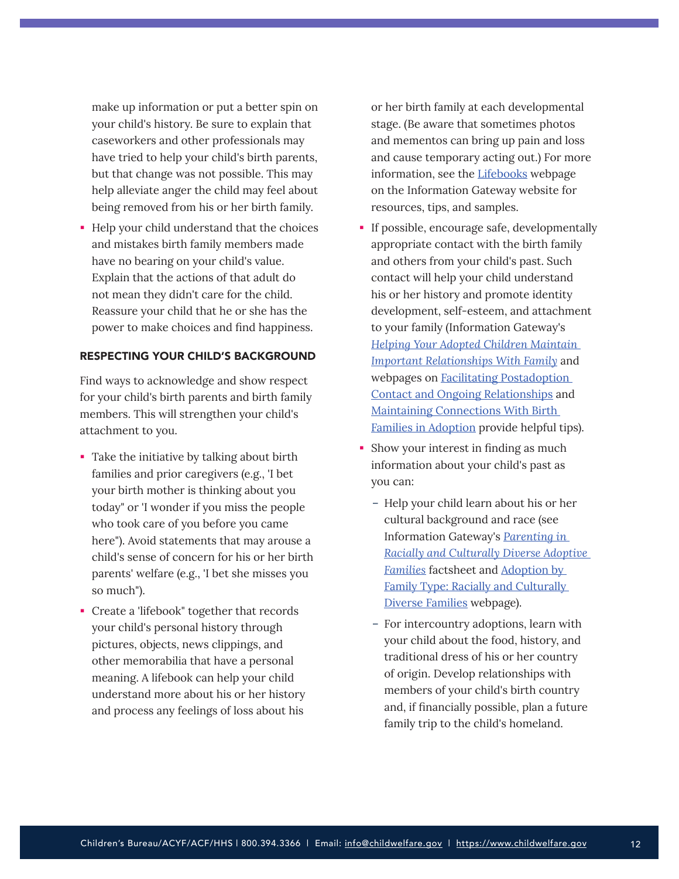make up information or put a better spin on your child's history. Be sure to explain that caseworkers and other professionals may have tried to help your child's birth parents, but that change was not possible. This may help alleviate anger the child may feel about being removed from his or her birth family.

- Help your child understand that the choices and mistakes birth family members made have no bearing on your child's value. Explain that the actions of that adult do not mean they didn't care for the child. Reassure your child that he or she has the power to make choices and find happiness.

### RESPECTING YOUR CHILD'S BACKGROUND

Find ways to acknowledge and show respect for your child's birth parents and birth family members. This will strengthen your child's attachment to you.

- Take the initiative by talking about birth families and prior caregivers (e.g., 'I bet your birth mother is thinking about you today" or 'I wonder if you miss the people who took care of you before you came here"). Avoid statements that may arouse a child's sense of concern for his or her birth parents' welfare (e.g., 'I bet she misses you so much").
- Create a 'lifebook" together that records your child's personal history through pictures, objects, news clippings, and other memorabilia that have a personal meaning. A lifebook can help your child understand more about his or her history and process any feelings of loss about his or her birth family at each developmental stage. (Be aware that sometimes photos and mementos can bring up pain and loss and cause temporary acting out.) For more information, see the Lifebooks webpage on the Information Gateway website for resources, tips, and samples.
- If possible, encourage safe, developmentally appropriate contact with the birth family and others from your child's past. Such contact will help your child understand his or her history and promote identity development, self-esteem, and attachment to your family (Information Gateway's *Helping Your Adopted Children Maintain Important Relationships With Family* and webpages on Facilitating Postadoption Contact and Ongoing Relationships and Maintaining Connections With Birth Families in Adoption provide helpful tips).
- Show your interest in finding as much information about your child's past as you can:
  - Help your child learn about his or her cultural background and race (see Information Gateway's *Parenting in Racially and Culturally Diverse Adoptive Families* factsheet and Adoption by Family Type: Racially and Culturally Diverse Families webpage).
  - For intercountry adoptions, learn with your child about the food, history, and traditional dress of his or her country of origin. Develop relationships with members of your child's birth country and, if financially possible, plan a future family trip to the child's homeland.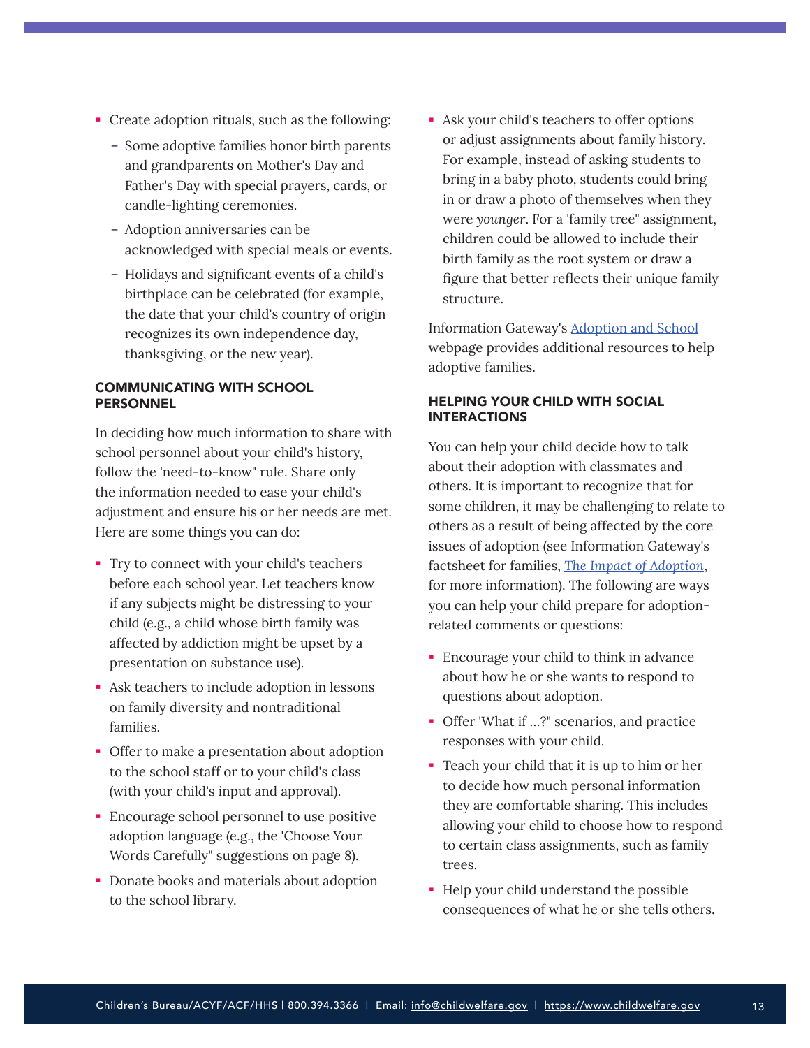- Create adoption rituals, such as the following:
  - Some adoptive families honor birth parents and grandparents on Mother's Day and Father's Day with special prayers, cards, or candle-lighting ceremonies.
  - Adoption anniversaries can be acknowledged with special meals or events.
  - Holidays and significant events of a child's birthplace can be celebrated (for example, the date that your child's country of origin recognizes its own independence day, thanksgiving, or the new year).

### COMMUNICATING WITH SCHOOL PERSONNEL

In deciding how much information to share with school personnel about your child's history, follow the 'need-to-know" rule. Share only the information needed to ease your child's adjustment and ensure his or her needs are met. Here are some things you can do:

- Try to connect with your child's teachers before each school year. Let teachers know if any subjects might be distressing to your child (e.g., a child whose birth family was affected by addiction might be upset by a presentation on substance use).
- Ask teachers to include adoption in lessons on family diversity and nontraditional families.
- Offer to make a presentation about adoption to the school staff or to your child's class (with your child's input and approval).
- Encourage school personnel to use positive adoption language (e.g., the 'Choose Your Words Carefully" suggestions on page 8).
- Donate books and materials about adoption to the school library.
- Ask your child's teachers to offer options or adjust assignments about family history. For example, instead of asking students to bring in a baby photo, students could bring in or draw a photo of themselves when they were *younger*. For a 'family tree" assignment, children could be allowed to include their birth family as the root system or draw a figure that better reflects their unique family structure.

Information Gateway's [Adoption and School](https://www.childwelfare.gov) webpage provides additional resources to help adoptive families.

### HELPING YOUR CHILD WITH SOCIAL INTERACTIONS

You can help your child decide how to talk about their adoption with classmates and others. It is important to recognize that for some children, it may be challenging to relate to others as a result of being affected by the core issues of adoption (see Information Gateway's factsheet for families, *The Impact of Adoption*, for more information). The following are ways you can help your child prepare for adoption-related comments or questions:

- Encourage your child to think in advance about how he or she wants to respond to questions about adoption.
- Offer 'What if ...?" scenarios, and practice responses with your child.
- Teach your child that it is up to him or her to decide how much personal information they are comfortable sharing. This includes allowing your child to choose how to respond to certain class assignments, such as family trees.
- Help your child understand the possible consequences of what he or she tells others.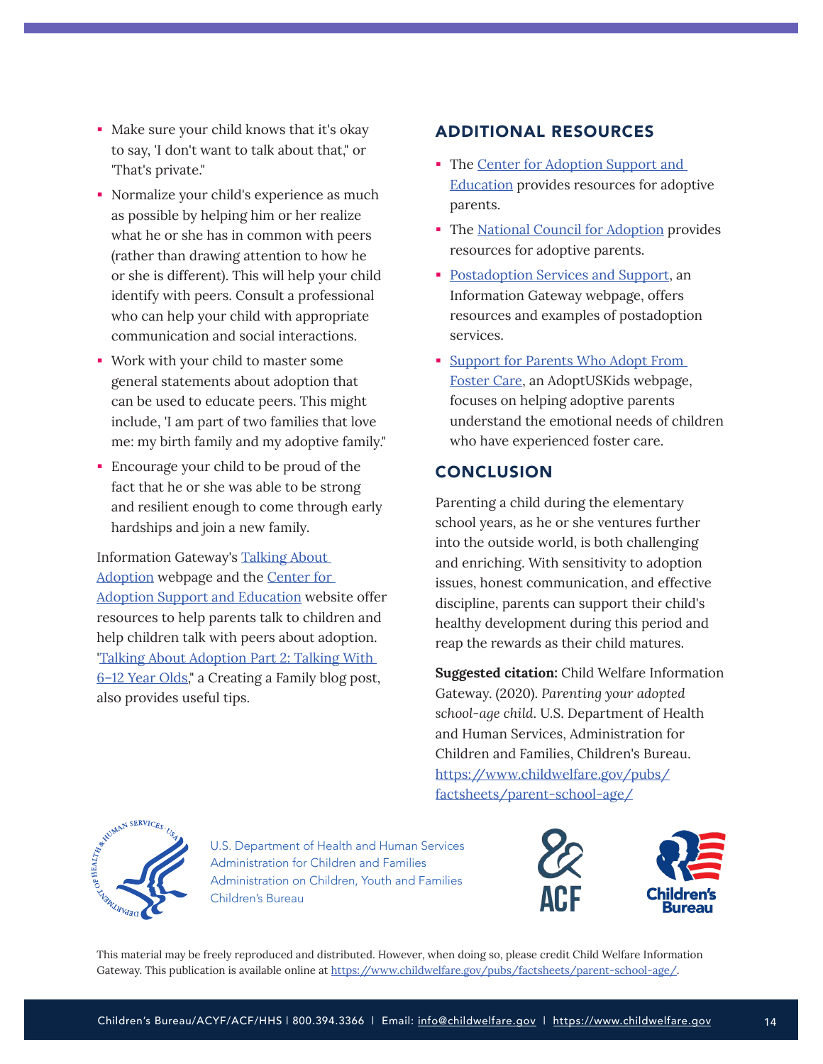- Make sure your child knows that it's okay to say, 'I don't want to talk about that," or "That's private."
- Normalize your child's experience as much as possible by helping him or her realize what he or she has in common with peers (rather than drawing attention to how he or she is different). This will help your child identify with peers. Consult a professional who can help your child with appropriate communication and social interactions.
- Work with your child to master some general statements about adoption that can be used to educate peers. This might include, 'I am part of two families that love me: my birth family and my adoptive family."
- Encourage your child to be proud of the fact that he or she was able to be strong and resilient enough to come through early hardships and join a new family.

Information Gateway's Talking About Adoption webpage and the Center for Adoption Support and Education website offer resources to help parents talk to children and help children talk with peers about adoption. "Talking About Adoption Part 2: Talking With 6–12 Year Olds," a Creating a Family blog post, also provides useful tips.

## ADDITIONAL RESOURCES

- The Center for Adoption Support and Education provides resources for adoptive parents.
- The National Council for Adoption provides resources for adoptive parents.
- Postadoption Services and Support, an Information Gateway webpage, offers resources and examples of postadoption services.
- Support for Parents Who Adopt From Foster Care, an AdoptUSKids webpage, focuses on helping adoptive parents understand the emotional needs of children who have experienced foster care.

## CONCLUSION

Parenting a child during the elementary school years, as he or she ventures further into the outside world, is both challenging and enriching. With sensitivity to adoption issues, honest communication, and effective discipline, parents can support their child's healthy development during this period and reap the rewards as their child matures.

**Suggested citation:** Child Welfare Information Gateway. (2020). *Parenting your adopted school-age child*. U.S. Department of Health and Human Services, Administration for Children and Families, Children's Bureau. https://www.childwelfare.gov/pubs/factsheets/parent-school-age/

U.S. Department of Health and Human Services
Administration for Children and Families
Administration on Children, Youth and Families
Children's Bureau

This material may be freely reproduced and distributed. However, when doing so, please credit Child Welfare Information Gateway. This publication is available online at https://www.childwelfare.gov/pubs/factsheets/parent-school-age/.